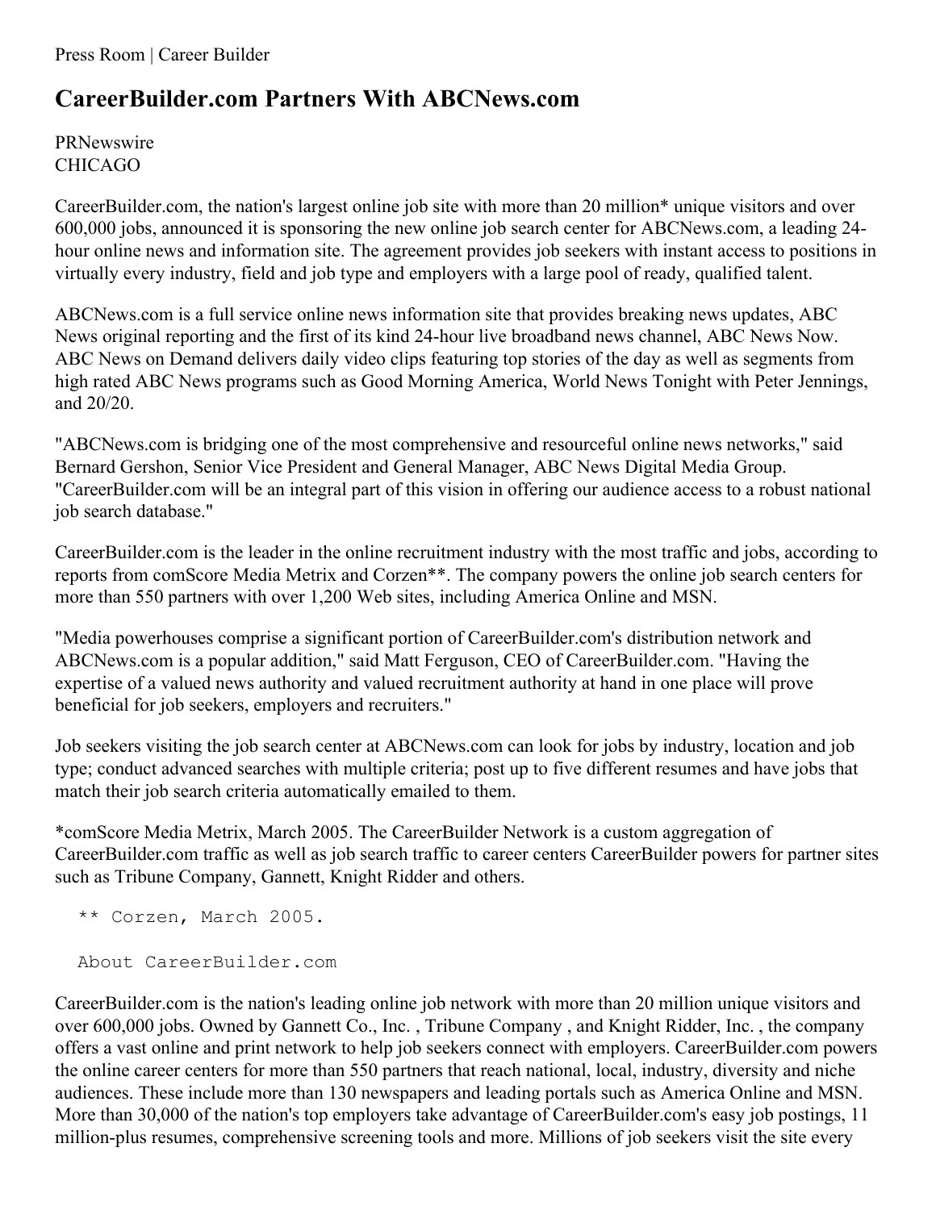Press Room | Career Builder

# CareerBuilder.com Partners With ABCNews.com

PRNewswire
CHICAGO

CareerBuilder.com, the nation's largest online job site with more than 20 million* unique visitors and over 600,000 jobs, announced it is sponsoring the new online job search center for ABCNews.com, a leading 24-hour online news and information site. The agreement provides job seekers with instant access to positions in virtually every industry, field and job type and employers with a large pool of ready, qualified talent.

ABCNews.com is a full service online news information site that provides breaking news updates, ABC News original reporting and the first of its kind 24-hour live broadband news channel, ABC News Now. ABC News on Demand delivers daily video clips featuring top stories of the day as well as segments from high rated ABC News programs such as Good Morning America, World News Tonight with Peter Jennings, and 20/20.

"ABCNews.com is bridging one of the most comprehensive and resourceful online news networks," said Bernard Gershon, Senior Vice President and General Manager, ABC News Digital Media Group. "CareerBuilder.com will be an integral part of this vision in offering our audience access to a robust national job search database."

CareerBuilder.com is the leader in the online recruitment industry with the most traffic and jobs, according to reports from comScore Media Metrix and Corzen**. The company powers the online job search centers for more than 550 partners with over 1,200 Web sites, including America Online and MSN.

"Media powerhouses comprise a significant portion of CareerBuilder.com's distribution network and ABCNews.com is a popular addition," said Matt Ferguson, CEO of CareerBuilder.com. "Having the expertise of a valued news authority and valued recruitment authority at hand in one place will prove beneficial for job seekers, employers and recruiters."

Job seekers visiting the job search center at ABCNews.com can look for jobs by industry, location and job type; conduct advanced searches with multiple criteria; post up to five different resumes and have jobs that match their job search criteria automatically emailed to them.

*comScore Media Metrix, March 2005. The CareerBuilder Network is a custom aggregation of CareerBuilder.com traffic as well as job search traffic to career centers CareerBuilder powers for partner sites such as Tribune Company, Gannett, Knight Ridder and others.

** Corzen, March 2005.

About CareerBuilder.com

CareerBuilder.com is the nation's leading online job network with more than 20 million unique visitors and over 600,000 jobs. Owned by Gannett Co., Inc. , Tribune Company , and Knight Ridder, Inc. , the company offers a vast online and print network to help job seekers connect with employers. CareerBuilder.com powers the online career centers for more than 550 partners that reach national, local, industry, diversity and niche audiences. These include more than 130 newspapers and leading portals such as America Online and MSN. More than 30,000 of the nation's top employers take advantage of CareerBuilder.com's easy job postings, 11 million-plus resumes, comprehensive screening tools and more. Millions of job seekers visit the site every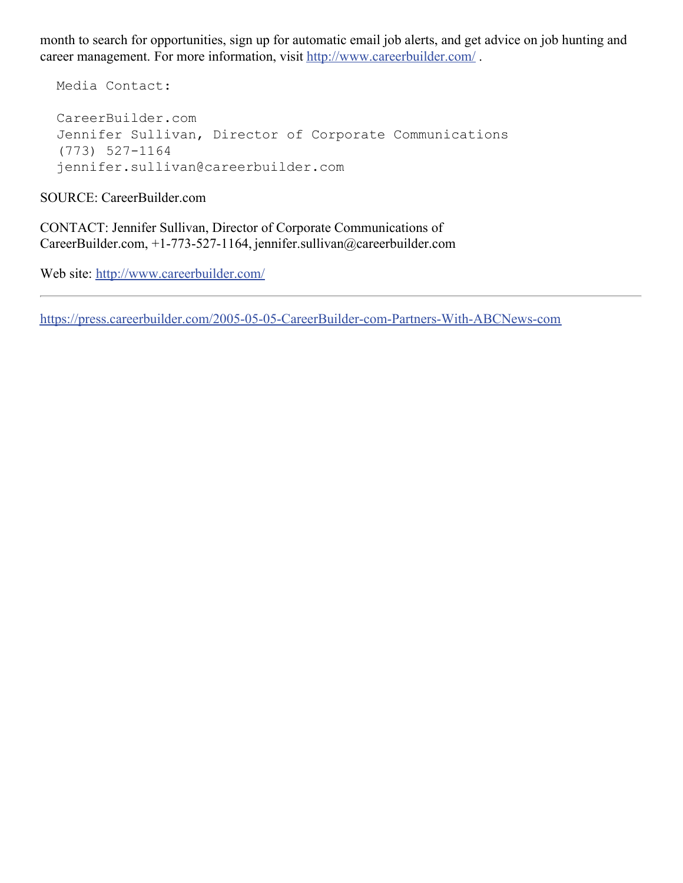month to search for opportunities, sign up for automatic email job alerts, and get advice on job hunting and career management. For more information, visit http://www.careerbuilder.com/ .

```
Media Contact:

CareerBuilder.com
Jennifer Sullivan, Director of Corporate Communications
(773) 527-1164
jennifer.sullivan@careerbuilder.com
```

SOURCE: CareerBuilder.com

CONTACT: Jennifer Sullivan, Director of Corporate Communications of CareerBuilder.com, +1-773-527-1164, jennifer.sullivan@careerbuilder.com

Web site: http://www.careerbuilder.com/

---

https://press.careerbuilder.com/2005-05-05-CareerBuilder-com-Partners-With-ABCNews-com